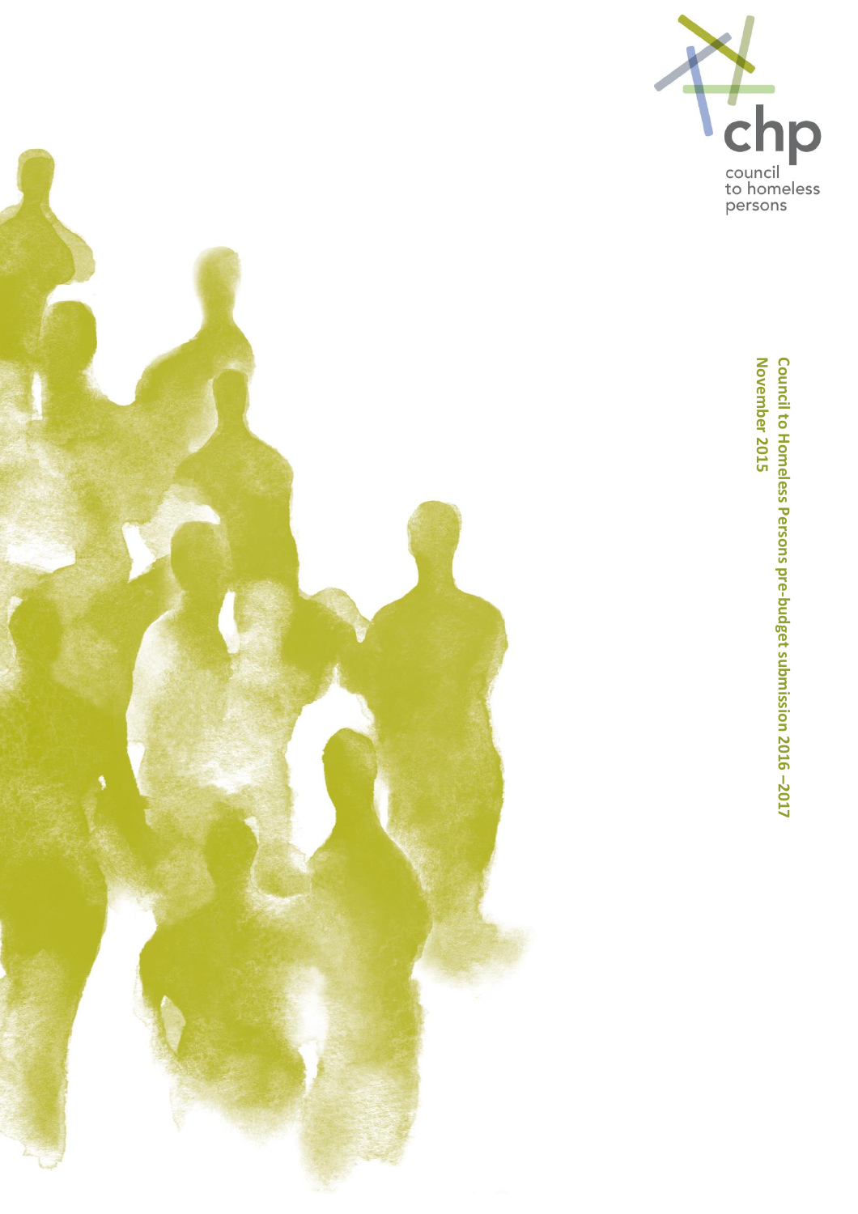chp

council to homeless persons

# Council to Homeless Persons pre-budget submission 2016 – 2017

November 2015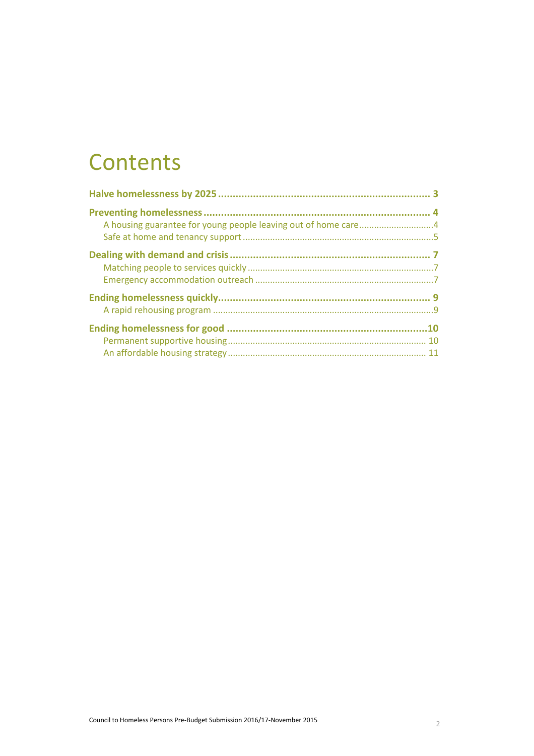# Contents

**Halve homelessness by 2025 .......... 3**

**Preventing homelessness .......... 4**

- A housing guarantee for young people leaving out of home care .......... 4
- Safe at home and tenancy support .......... 5

**Dealing with demand and crisis .......... 7**

- Matching people to services quickly .......... 7
- Emergency accommodation outreach .......... 7

**Ending homelessness quickly .......... 9**

- A rapid rehousing program .......... 9

**Ending homelessness for good .......... 10**

- Permanent supportive housing .......... 10
- An affordable housing strategy .......... 11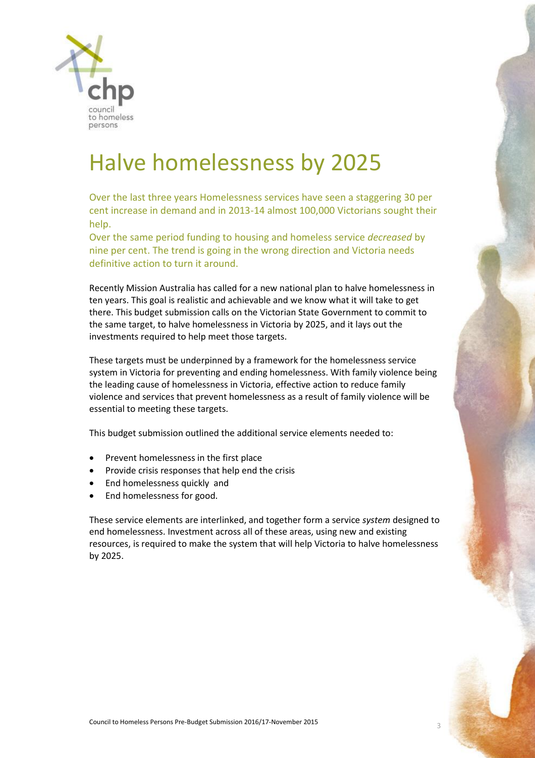# Halve homelessness by 2025

Over the last three years Homelessness services have seen a staggering 30 per cent increase in demand and in 2013-14 almost 100,000 Victorians sought their help.

Over the same period funding to housing and homeless service *decreased* by nine per cent. The trend is going in the wrong direction and Victoria needs definitive action to turn it around.

Recently Mission Australia has called for a new national plan to halve homelessness in ten years. This goal is realistic and achievable and we know what it will take to get there. This budget submission calls on the Victorian State Government to commit to the same target, to halve homelessness in Victoria by 2025, and it lays out the investments required to help meet those targets.

These targets must be underpinned by a framework for the homelessness service system in Victoria for preventing and ending homelessness. With family violence being the leading cause of homelessness in Victoria, effective action to reduce family violence and services that prevent homelessness as a result of family violence will be essential to meeting these targets.

This budget submission outlined the additional service elements needed to:

- Prevent homelessness in the first place
- Provide crisis responses that help end the crisis
- End homelessness quickly and
- End homelessness for good.

These service elements are interlinked, and together form a service *system* designed to end homelessness. Investment across all of these areas, using new and existing resources, is required to make the system that will help Victoria to halve homelessness by 2025.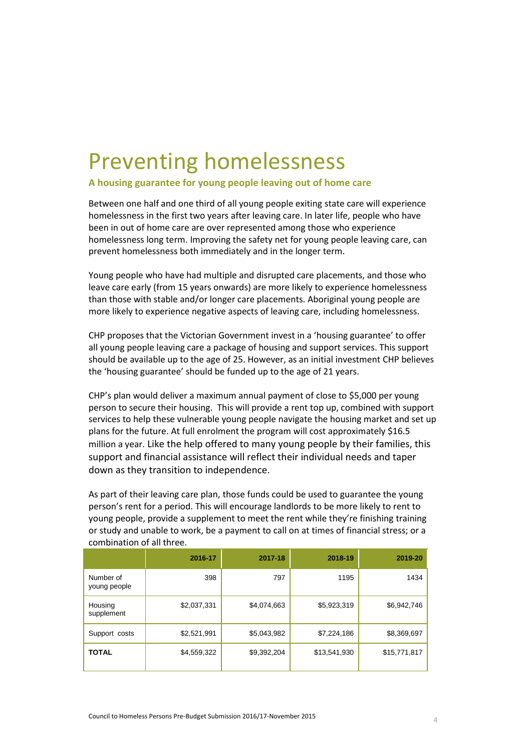# Preventing homelessness

## A housing guarantee for young people leaving out of home care

Between one half and one third of all young people exiting state care will experience homelessness in the first two years after leaving care. In later life, people who have been in out of home care are over represented among those who experience homelessness long term. Improving the safety net for young people leaving care, can prevent homelessness both immediately and in the longer term.

Young people who have had multiple and disrupted care placements, and those who leave care early (from 15 years onwards) are more likely to experience homelessness than those with stable and/or longer care placements. Aboriginal young people are more likely to experience negative aspects of leaving care, including homelessness.

CHP proposes that the Victorian Government invest in a 'housing guarantee' to offer all young people leaving care a package of housing and support services. This support should be available up to the age of 25. However, as an initial investment CHP believes the 'housing guarantee' should be funded up to the age of 21 years.

CHP's plan would deliver a maximum annual payment of close to $5,000 per young person to secure their housing. This will provide a rent top up, combined with support services to help these vulnerable young people navigate the housing market and set up plans for the future. At full enrolment the program will cost approximately $16.5 million a year. Like the help offered to many young people by their families, this support and financial assistance will reflect their individual needs and taper down as they transition to independence.

As part of their leaving care plan, those funds could be used to guarantee the young person's rent for a period. This will encourage landlords to be more likely to rent to young people, provide a supplement to meet the rent while they're finishing training or study and unable to work, be a payment to call on at times of financial stress; or a combination of all three.

| | 2016-17 | 2017-18 | 2018-19 | 2019-20 |
|---|---|---|---|---|
| Number of young people | 398 | 797 | 1195 | 1434 |
| Housing supplement | $2,037,331 | $4,074,663 | $5,923,319 | $6,942,746 |
| Support costs | $2,521,991 | $5,043,982 | $7,224,186 | $8,369,697 |
| **TOTAL** | $4,559,322 | $9,392,204 | $13,541,930 | $15,771,817 |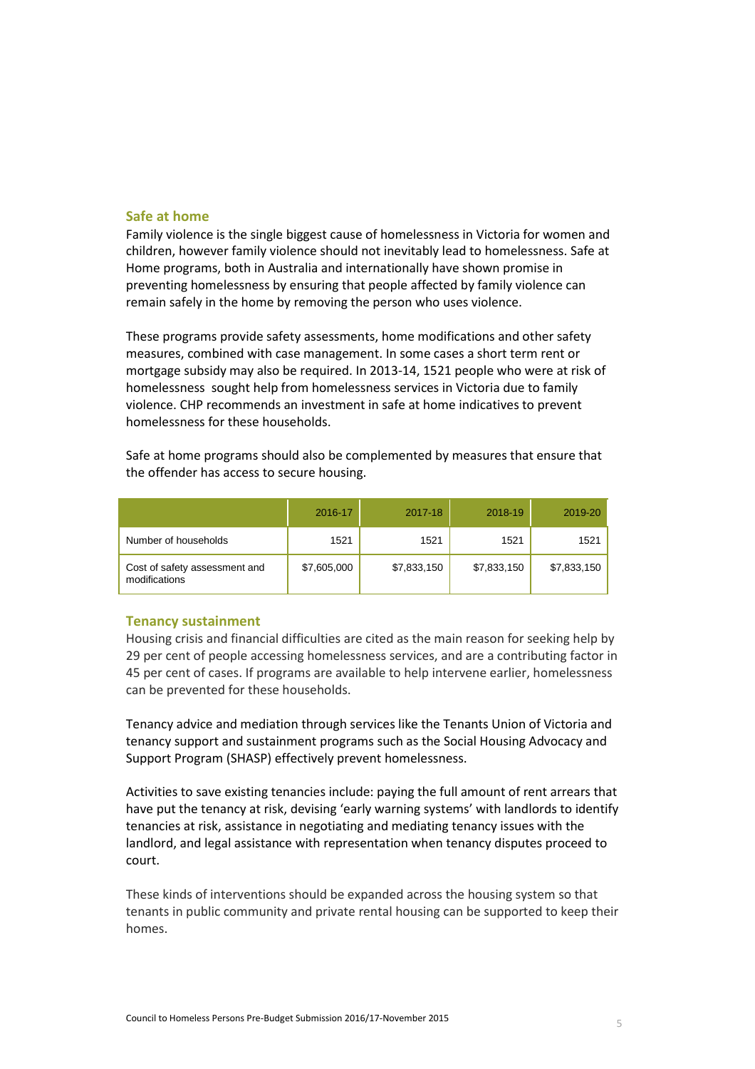## Safe at home

Family violence is the single biggest cause of homelessness in Victoria for women and children, however family violence should not inevitably lead to homelessness. Safe at Home programs, both in Australia and internationally have shown promise in preventing homelessness by ensuring that people affected by family violence can remain safely in the home by removing the person who uses violence.

These programs provide safety assessments, home modifications and other safety measures, combined with case management. In some cases a short term rent or mortgage subsidy may also be required. In 2013-14, 1521 people who were at risk of homelessness sought help from homelessness services in Victoria due to family violence. CHP recommends an investment in safe at home indicatives to prevent homelessness for these households.

Safe at home programs should also be complemented by measures that ensure that the offender has access to secure housing.

| | 2016-17 | 2017-18 | 2018-19 | 2019-20 |
|---|---|---|---|---|
| Number of households | 1521 | 1521 | 1521 | 1521 |
| Cost of safety assessment and modifications | $7,605,000 | $7,833,150 | $7,833,150 | $7,833,150 |

## Tenancy sustainment

Housing crisis and financial difficulties are cited as the main reason for seeking help by 29 per cent of people accessing homelessness services, and are a contributing factor in 45 per cent of cases. If programs are available to help intervene earlier, homelessness can be prevented for these households.

Tenancy advice and mediation through services like the Tenants Union of Victoria and tenancy support and sustainment programs such as the Social Housing Advocacy and Support Program (SHASP) effectively prevent homelessness.

Activities to save existing tenancies include: paying the full amount of rent arrears that have put the tenancy at risk, devising 'early warning systems' with landlords to identify tenancies at risk, assistance in negotiating and mediating tenancy issues with the landlord, and legal assistance with representation when tenancy disputes proceed to court.

These kinds of interventions should be expanded across the housing system so that tenants in public community and private rental housing can be supported to keep their homes.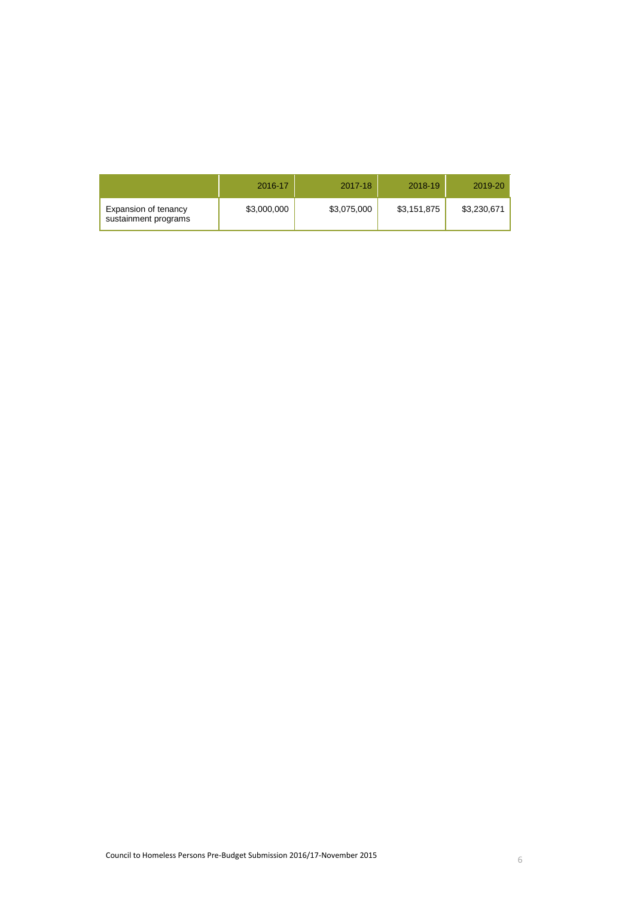|  | 2016-17 | 2017-18 | 2018-19 | 2019-20 |
|---|---|---|---|---|
| Expansion of tenancy sustainment programs | $3,000,000 | $3,075,000 | $3,151,875 | $3,230,671 |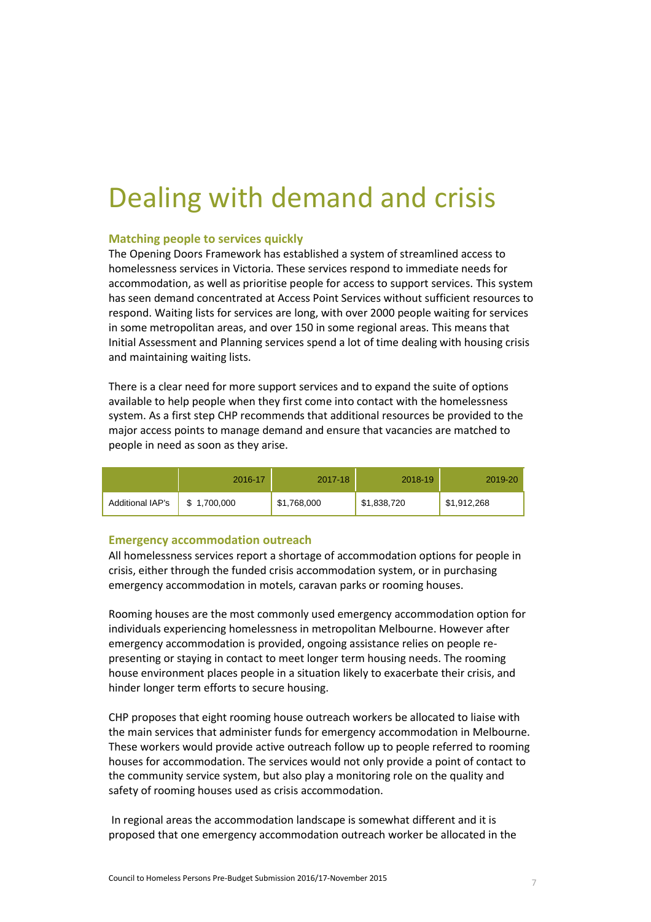# Dealing with demand and crisis

### Matching people to services quickly

The Opening Doors Framework has established a system of streamlined access to homelessness services in Victoria. These services respond to immediate needs for accommodation, as well as prioritise people for access to support services. This system has seen demand concentrated at Access Point Services without sufficient resources to respond. Waiting lists for services are long, with over 2000 people waiting for services in some metropolitan areas, and over 150 in some regional areas. This means that Initial Assessment and Planning services spend a lot of time dealing with housing crisis and maintaining waiting lists.

There is a clear need for more support services and to expand the suite of options available to help people when they first come into contact with the homelessness system. As a first step CHP recommends that additional resources be provided to the major access points to manage demand and ensure that vacancies are matched to people in need as soon as they arise.

| | 2016-17 | 2017-18 | 2018-19 | 2019-20 |
|---|---|---|---|---|
| Additional IAP's | $ 1,700,000 | $1,768,000 | $1,838,720 | $1,912,268 |

### Emergency accommodation outreach

All homelessness services report a shortage of accommodation options for people in crisis, either through the funded crisis accommodation system, or in purchasing emergency accommodation in motels, caravan parks or rooming houses.

Rooming houses are the most commonly used emergency accommodation option for individuals experiencing homelessness in metropolitan Melbourne. However after emergency accommodation is provided, ongoing assistance relies on people re-presenting or staying in contact to meet longer term housing needs. The rooming house environment places people in a situation likely to exacerbate their crisis, and hinder longer term efforts to secure housing.

CHP proposes that eight rooming house outreach workers be allocated to liaise with the main services that administer funds for emergency accommodation in Melbourne. These workers would provide active outreach follow up to people referred to rooming houses for accommodation. The services would not only provide a point of contact to the community service system, but also play a monitoring role on the quality and safety of rooming houses used as crisis accommodation.

In regional areas the accommodation landscape is somewhat different and it is proposed that one emergency accommodation outreach worker be allocated in the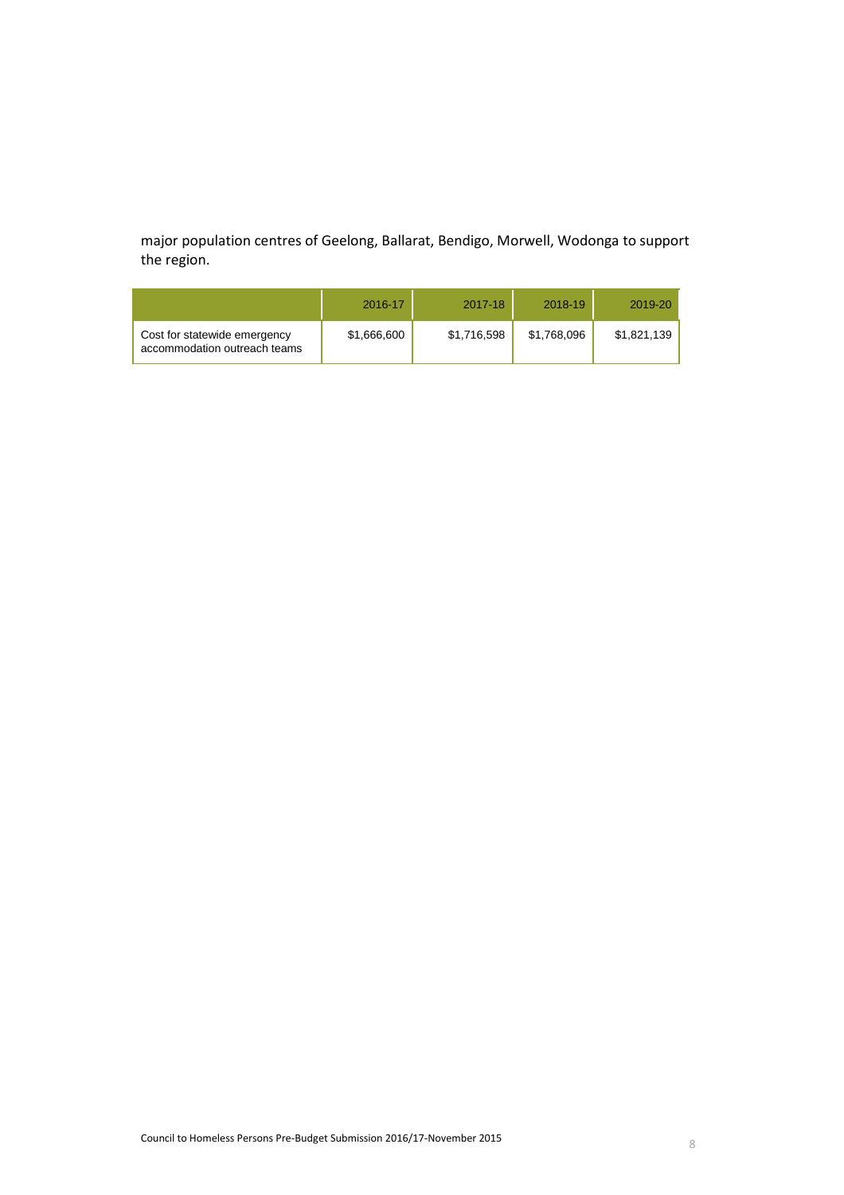major population centres of Geelong, Ballarat, Bendigo, Morwell, Wodonga to support the region.

| | 2016-17 | 2017-18 | 2018-19 | 2019-20 |
|---|---|---|---|---|
| Cost for statewide emergency accommodation outreach teams | $1,666,600 | $1,716,598 | $1,768,096 | $1,821,139 |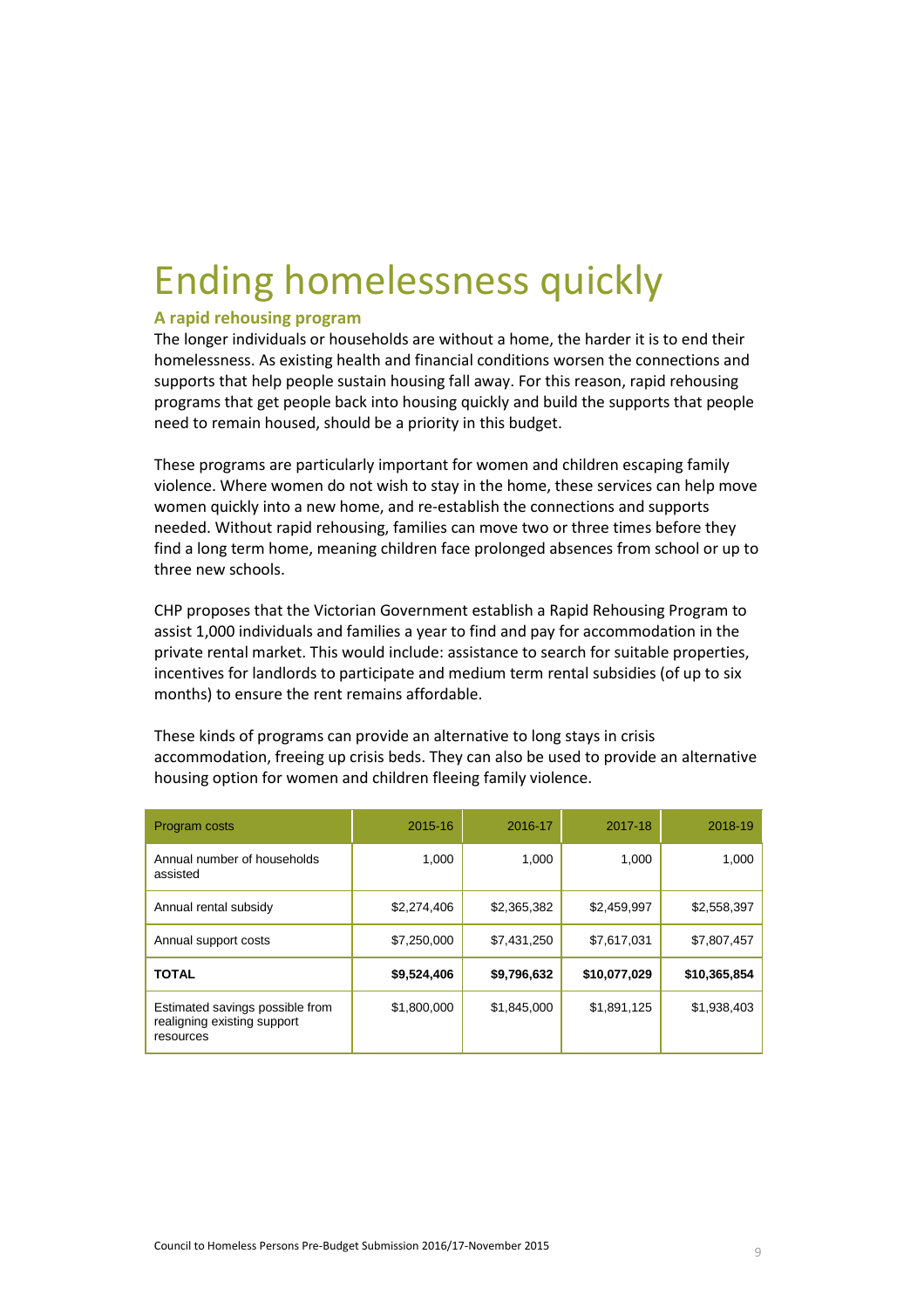# Ending homelessness quickly

## A rapid rehousing program

The longer individuals or households are without a home, the harder it is to end their homelessness. As existing health and financial conditions worsen the connections and supports that help people sustain housing fall away. For this reason, rapid rehousing programs that get people back into housing quickly and build the supports that people need to remain housed, should be a priority in this budget.

These programs are particularly important for women and children escaping family violence. Where women do not wish to stay in the home, these services can help move women quickly into a new home, and re-establish the connections and supports needed. Without rapid rehousing, families can move two or three times before they find a long term home, meaning children face prolonged absences from school or up to three new schools.

CHP proposes that the Victorian Government establish a Rapid Rehousing Program to assist 1,000 individuals and families a year to find and pay for accommodation in the private rental market. This would include: assistance to search for suitable properties, incentives for landlords to participate and medium term rental subsidies (of up to six months) to ensure the rent remains affordable.

These kinds of programs can provide an alternative to long stays in crisis accommodation, freeing up crisis beds. They can also be used to provide an alternative housing option for women and children fleeing family violence.

| Program costs | 2015-16 | 2016-17 | 2017-18 | 2018-19 |
|---|---|---|---|---|
| Annual number of households assisted | 1,000 | 1,000 | 1,000 | 1,000 |
| Annual rental subsidy | $2,274,406 | $2,365,382 | $2,459,997 | $2,558,397 |
| Annual support costs | $7,250,000 | $7,431,250 | $7,617,031 | $7,807,457 |
| **TOTAL** | **$9,524,406** | **$9,796,632** | **$10,077,029** | **$10,365,854** |
| Estimated savings possible from realigning existing support resources | $1,800,000 | $1,845,000 | $1,891,125 | $1,938,403 |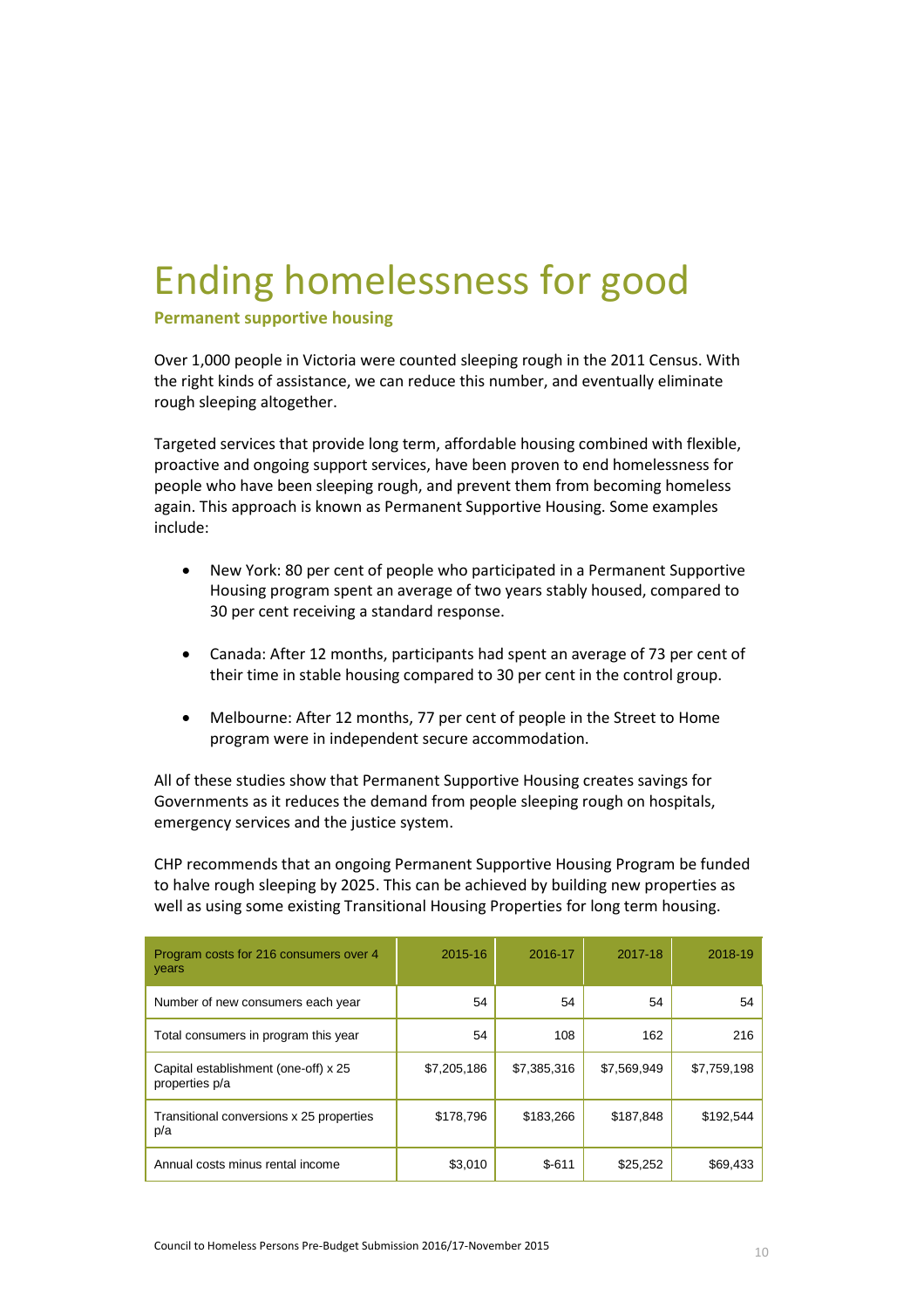# Ending homelessness for good

## Permanent supportive housing

Over 1,000 people in Victoria were counted sleeping rough in the 2011 Census. With the right kinds of assistance, we can reduce this number, and eventually eliminate rough sleeping altogether.

Targeted services that provide long term, affordable housing combined with flexible, proactive and ongoing support services, have been proven to end homelessness for people who have been sleeping rough, and prevent them from becoming homeless again. This approach is known as Permanent Supportive Housing. Some examples include:

- New York: 80 per cent of people who participated in a Permanent Supportive Housing program spent an average of two years stably housed, compared to 30 per cent receiving a standard response.
- Canada: After 12 months, participants had spent an average of 73 per cent of their time in stable housing compared to 30 per cent in the control group.
- Melbourne: After 12 months, 77 per cent of people in the Street to Home program were in independent secure accommodation.

All of these studies show that Permanent Supportive Housing creates savings for Governments as it reduces the demand from people sleeping rough on hospitals, emergency services and the justice system.

CHP recommends that an ongoing Permanent Supportive Housing Program be funded to halve rough sleeping by 2025. This can be achieved by building new properties as well as using some existing Transitional Housing Properties for long term housing.

| Program costs for 216 consumers over 4 years | 2015-16 | 2016-17 | 2017-18 | 2018-19 |
|---|---|---|---|---|
| Number of new consumers each year | 54 | 54 | 54 | 54 |
| Total consumers in program this year | 54 | 108 | 162 | 216 |
| Capital establishment (one-off) x 25 properties p/a | $7,205,186 | $7,385,316 | $7,569,949 | $7,759,198 |
| Transitional conversions x 25 properties p/a | $178,796 | $183,266 | $187,848 | $192,544 |
| Annual costs minus rental income | $3,010 | $-611 | $25,252 | $69,433 |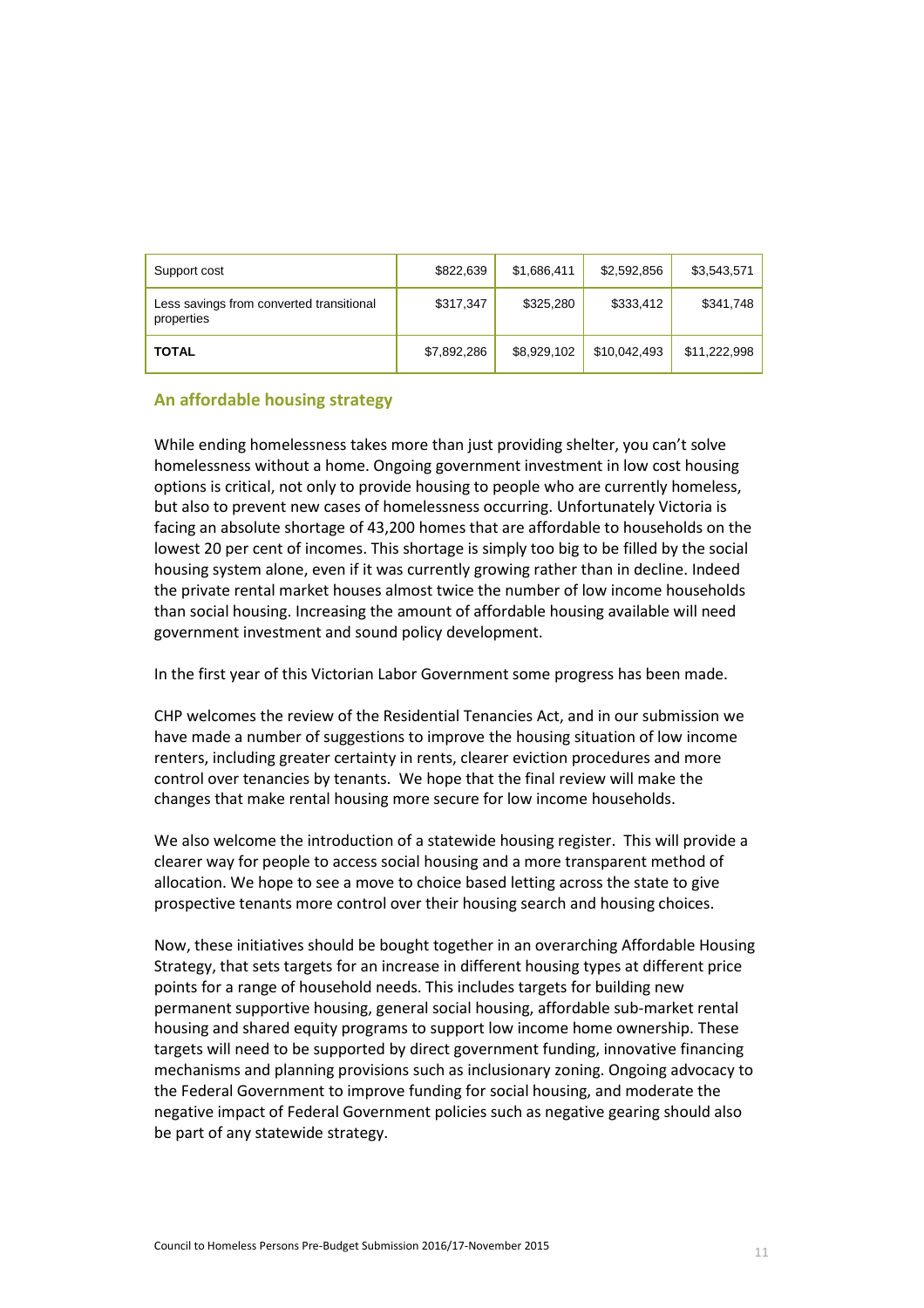| | | | | |
|---|---|---|---|---|
| Support cost | $822,639 | $1,686,411 | $2,592,856 | $3,543,571 |
| Less savings from converted transitional properties | $317,347 | $325,280 | $333,412 | $341,748 |
| **TOTAL** | $7,892,286 | $8,929,102 | $10,042,493 | $11,222,998 |

## An affordable housing strategy

While ending homelessness takes more than just providing shelter, you can't solve homelessness without a home. Ongoing government investment in low cost housing options is critical, not only to provide housing to people who are currently homeless, but also to prevent new cases of homelessness occurring. Unfortunately Victoria is facing an absolute shortage of 43,200 homes that are affordable to households on the lowest 20 per cent of incomes. This shortage is simply too big to be filled by the social housing system alone, even if it was currently growing rather than in decline. Indeed the private rental market houses almost twice the number of low income households than social housing. Increasing the amount of affordable housing available will need government investment and sound policy development.

In the first year of this Victorian Labor Government some progress has been made.

CHP welcomes the review of the Residential Tenancies Act, and in our submission we have made a number of suggestions to improve the housing situation of low income renters, including greater certainty in rents, clearer eviction procedures and more control over tenancies by tenants. We hope that the final review will make the changes that make rental housing more secure for low income households.

We also welcome the introduction of a statewide housing register. This will provide a clearer way for people to access social housing and a more transparent method of allocation. We hope to see a move to choice based letting across the state to give prospective tenants more control over their housing search and housing choices.

Now, these initiatives should be bought together in an overarching Affordable Housing Strategy, that sets targets for an increase in different housing types at different price points for a range of household needs. This includes targets for building new permanent supportive housing, general social housing, affordable sub-market rental housing and shared equity programs to support low income home ownership. These targets will need to be supported by direct government funding, innovative financing mechanisms and planning provisions such as inclusionary zoning. Ongoing advocacy to the Federal Government to improve funding for social housing, and moderate the negative impact of Federal Government policies such as negative gearing should also be part of any statewide strategy.